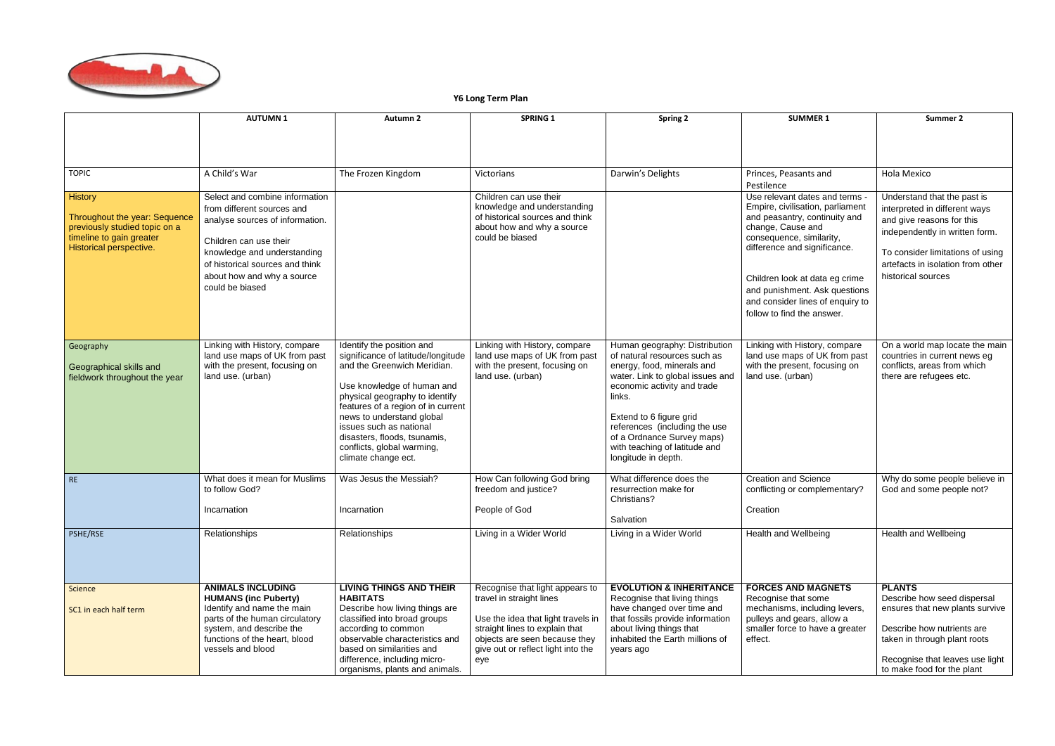**Y6 Long Term Plan**

| | **AUTUMN 1** | **Autumn 2** | **SPRING 1** | **Spring 2** | **SUMMER 1** | **Summer 2** |
|---|---|---|---|---|---|---|
| TOPIC | A Child's War | The Frozen Kingdom | Victorians | Darwin's Delights | Princes, Peasants and Pestilence | Hola Mexico |
| History<br><br>Throughout the year: Sequence previously studied topic on a timeline to gain greater Historical perspective. | Select and combine information from different sources and analyse sources of information.<br><br>Children can use their knowledge and understanding of historical sources and think about how and why a source could be biased | | Children can use their knowledge and understanding of historical sources and think about how and why a source could be biased | | Use relevant dates and terms - Empire, civilisation, parliament and peasantry, continuity and change, Cause and consequence, similarity, difference and significance.<br><br>Children look at data eg crime and punishment. Ask questions and consider lines of enquiry to follow to find the answer. | Understand that the past is interpreted in different ways and give reasons for this independently in written form.<br><br>To consider limitations of using artefacts in isolation from other historical sources |
| Geography<br><br>Geographical skills and fieldwork throughout the year | Linking with History, compare land use maps of UK from past with the present, focusing on land use. (urban) | Identify the position and significance of latitude/longitude and the Greenwich Meridian.<br><br>Use knowledge of human and physical geography to identify features of a region of in current news to understand global issues such as national disasters, floods, tsunamis, conflicts, global warming, climate change ect. | Linking with History, compare land use maps of UK from past with the present, focusing on land use. (urban) | Human geography: Distribution of natural resources such as energy, food, minerals and water. Link to global issues and economic activity and trade links.<br><br>Extend to 6 figure grid references (including the use of a Ordnance Survey maps) with teaching of latitude and longitude in depth. | Linking with History, compare land use maps of UK from past with the present, focusing on land use. (urban) | On a world map locate the main countries in current news eg conflicts, areas from which there are refugees etc. |
| RE | What does it mean for Muslims to follow God?<br><br>Incarnation | Was Jesus the Messiah?<br><br>Incarnation | How Can following God bring freedom and justice?<br><br>People of God | What difference does the resurrection make for Christians?<br><br>Salvation | Creation and Science conflicting or complementary?<br><br>Creation | Why do some people believe in God and some people not? |
| PSHE/RSE | Relationships | Relationships | Living in a Wider World | Living in a Wider World | Health and Wellbeing | Health and Wellbeing |
| Science<br><br>SC1 in each half term | **ANIMALS INCLUDING HUMANS (inc Puberty)**<br>Identify and name the main parts of the human circulatory system, and describe the functions of the heart, blood vessels and blood | **LIVING THINGS AND THEIR HABITATS**<br>Describe how living things are classified into broad groups according to common observable characteristics and based on similarities and difference, including micro-organisms, plants and animals. | Recognise that light appears to travel in straight lines<br><br>Use the idea that light travels in straight lines to explain that objects are seen because they give out or reflect light into the eye | **EVOLUTION & INHERITANCE**<br>Recognise that living things have changed over time and that fossils provide information about living things that inhabited the Earth millions of years ago | **FORCES AND MAGNETS**<br>Recognise that some mechanisms, including levers, pulleys and gears, allow a smaller force to have a greater effect. | **PLANTS**<br>Describe how seed dispersal ensures that new plants survive<br><br>Describe how nutrients are taken in through plant roots<br><br>Recognise that leaves use light to make food for the plant |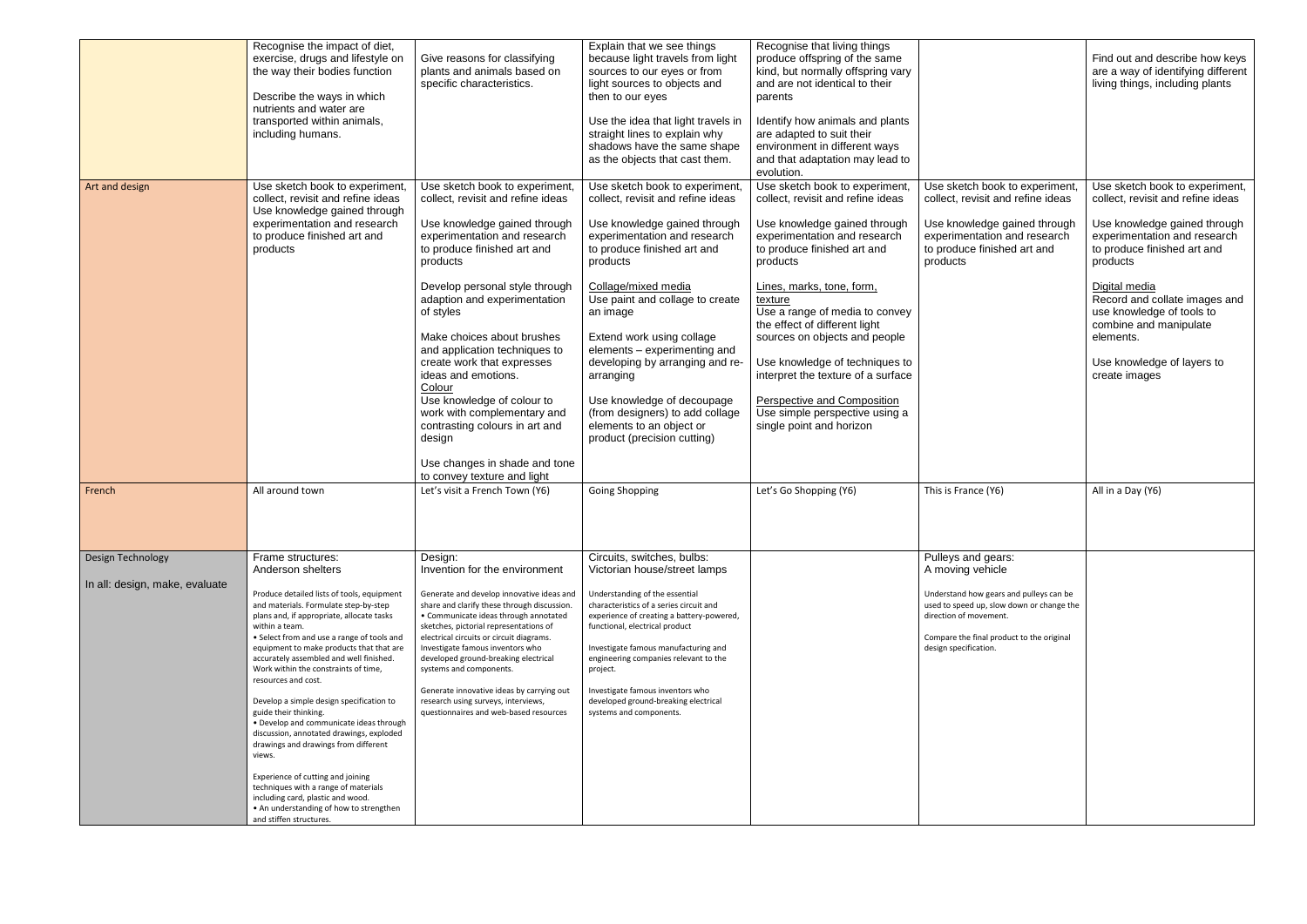| | | | | | | |
|---|---|---|---|---|---|---|
| | Recognise the impact of diet, exercise, drugs and lifestyle on the way their bodies function<br><br>Describe the ways in which nutrients and water are transported within animals, including humans. | Give reasons for classifying plants and animals based on specific characteristics. | Explain that we see things because light travels from light sources to our eyes or from light sources to objects and then to our eyes<br><br>Use the idea that light travels in straight lines to explain why shadows have the same shape as the objects that cast them. | Recognise that living things produce offspring of the same kind, but normally offspring vary and are not identical to their parents<br><br>Identify how animals and plants are adapted to suit their environment in different ways and that adaptation may lead to evolution. | | Find out and describe how keys are a way of identifying different living things, including plants |
| Art and design | Use sketch book to experiment, collect, revisit and refine ideas<br>Use knowledge gained through experimentation and research to produce finished art and products | Use sketch book to experiment, collect, revisit and refine ideas<br><br>Use knowledge gained through experimentation and research to produce finished art and products<br><br>Develop personal style through adaption and experimentation of styles<br><br>Make choices about brushes and application techniques to create work that expresses ideas and emotions.<br>Colour<br>Use knowledge of colour to work with complementary and contrasting colours in art and design<br><br>Use changes in shade and tone to convey texture and light | Use sketch book to experiment, collect, revisit and refine ideas<br><br>Use knowledge gained through experimentation and research to produce finished art and products<br><br>Collage/mixed media<br>Use paint and collage to create an image<br><br>Extend work using collage elements – experimenting and developing by arranging and re-arranging<br><br>Use knowledge of decoupage (from designers) to add collage elements to an object or product (precision cutting) | Use sketch book to experiment, collect, revisit and refine ideas<br><br>Use knowledge gained through experimentation and research to produce finished art and products<br><br>Lines, marks, tone, form, texture<br>Use a range of media to convey the effect of different light sources on objects and people<br><br>Use knowledge of techniques to interpret the texture of a surface<br><br>Perspective and Composition<br>Use simple perspective using a single point and horizon | Use sketch book to experiment, collect, revisit and refine ideas<br><br>Use knowledge gained through experimentation and research to produce finished art and products | Use sketch book to experiment, collect, revisit and refine ideas<br><br>Use knowledge gained through experimentation and research to produce finished art and products<br><br>Digital media<br>Record and collate images and use knowledge of tools to combine and manipulate elements.<br><br>Use knowledge of layers to create images |
| French | All around town | Let's visit a French Town (Y6) | Going Shopping | Let's Go Shopping (Y6) | This is France (Y6) | All in a Day (Y6) |
| Design Technology<br><br>In all: design, make, evaluate | Frame structures:<br>Anderson shelters<br><br>Produce detailed lists of tools, equipment and materials. Formulate step-by-step plans and, if appropriate, allocate tasks within a team.<br>• Select from and use a range of tools and equipment to make products that that are accurately assembled and well finished. Work within the constraints of time, resources and cost.<br><br>Develop a simple design specification to guide their thinking.<br>• Develop and communicate ideas through discussion, annotated drawings, exploded drawings and drawings from different views.<br><br>Experience of cutting and joining techniques with a range of materials including card, plastic and wood.<br>• An understanding of how to strengthen and stiffen structures. | Design:<br>Invention for the environment<br><br>Generate and develop innovative ideas and share and clarify these through discussion.<br>• Communicate ideas through annotated sketches, pictorial representations of electrical circuits or circuit diagrams.<br>Investigate famous inventors who developed ground-breaking electrical systems and components.<br><br>Generate innovative ideas by carrying out research using surveys, interviews, questionnaires and web-based resources | Circuits, switches, bulbs:<br>Victorian house/street lamps<br><br>Understanding of the essential characteristics of a series circuit and experience of creating a battery-powered, functional, electrical product<br><br>Investigate famous manufacturing and engineering companies relevant to the project.<br><br>Investigate famous inventors who developed ground-breaking electrical systems and components. | | Pulleys and gears:<br>A moving vehicle<br><br>Understand how gears and pulleys can be used to speed up, slow down or change the direction of movement.<br><br>Compare the final product to the original design specification. | |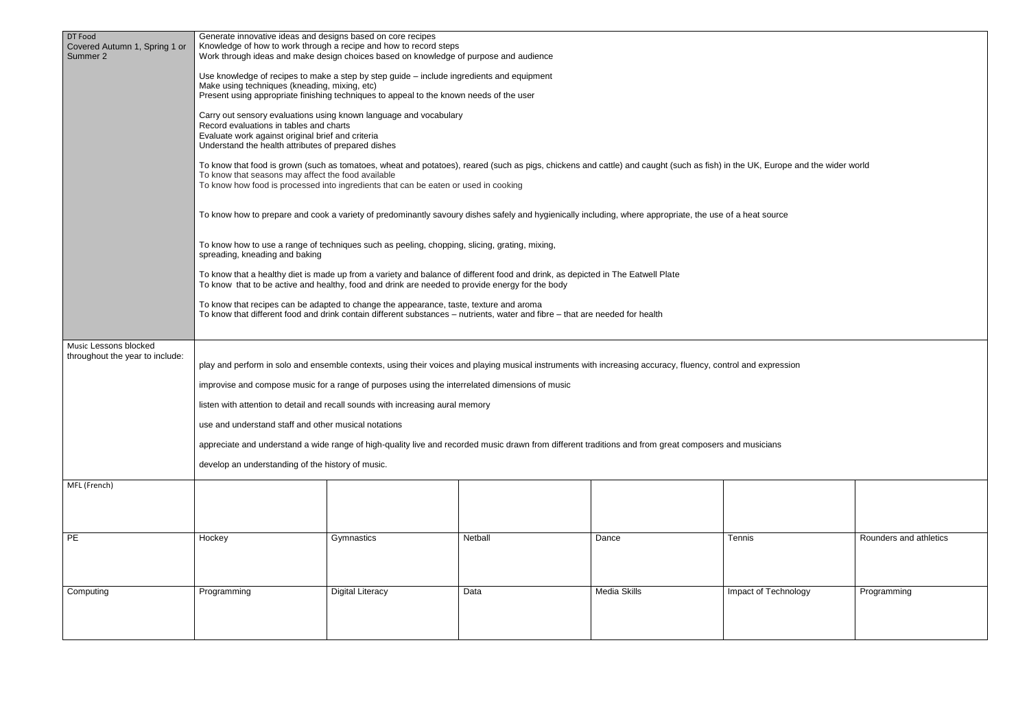| | | | | | | |
|---|---|---|---|---|---|---|
| DT Food<br>Covered Autumn 1, Spring 1 or Summer 2 | Generate innovative ideas and designs based on core recipes<br>Knowledge of how to work through a recipe and how to record steps<br>Work through ideas and make design choices based on knowledge of purpose and audience<br><br>Use knowledge of recipes to make a step by step guide – include ingredients and equipment<br>Make using techniques (kneading, mixing, etc)<br>Present using appropriate finishing techniques to appeal to the known needs of the user<br><br>Carry out sensory evaluations using known language and vocabulary<br>Record evaluations in tables and charts<br>Evaluate work against original brief and criteria<br>Understand the health attributes of prepared dishes<br><br>To know that food is grown (such as tomatoes, wheat and potatoes), reared (such as pigs, chickens and cattle) and caught (such as fish) in the UK, Europe and the wider world<br>To know that seasons may affect the food available<br>To know how food is processed into ingredients that can be eaten or used in cooking<br><br>To know how to prepare and cook a variety of predominantly savoury dishes safely and hygienically including, where appropriate, the use of a heat source<br><br>To know how to use a range of techniques such as peeling, chopping, slicing, grating, mixing, spreading, kneading and baking<br><br>To know that a healthy diet is made up from a variety and balance of different food and drink, as depicted in The Eatwell Plate<br>To know that to be active and healthy, food and drink are needed to provide energy for the body<br><br>To know that recipes can be adapted to change the appearance, taste, texture and aroma<br>To know that different food and drink contain different substances – nutrients, water and fibre – that are needed for health | | | | | |
| Music Lessons blocked throughout the year to include: | play and perform in solo and ensemble contexts, using their voices and playing musical instruments with increasing accuracy, fluency, control and expression<br><br>improvise and compose music for a range of purposes using the interrelated dimensions of music<br><br>listen with attention to detail and recall sounds with increasing aural memory<br><br>use and understand staff and other musical notations<br><br>appreciate and understand a wide range of high-quality live and recorded music drawn from different traditions and from great composers and musicians<br><br>develop an understanding of the history of music. | | | | | |
| MFL (French) | | | | | | |
| PE | Hockey | Gymnastics | Netball | Dance | Tennis | Rounders and athletics |
| Computing | Programming | Digital Literacy | Data | Media Skills | Impact of Technology | Programming |